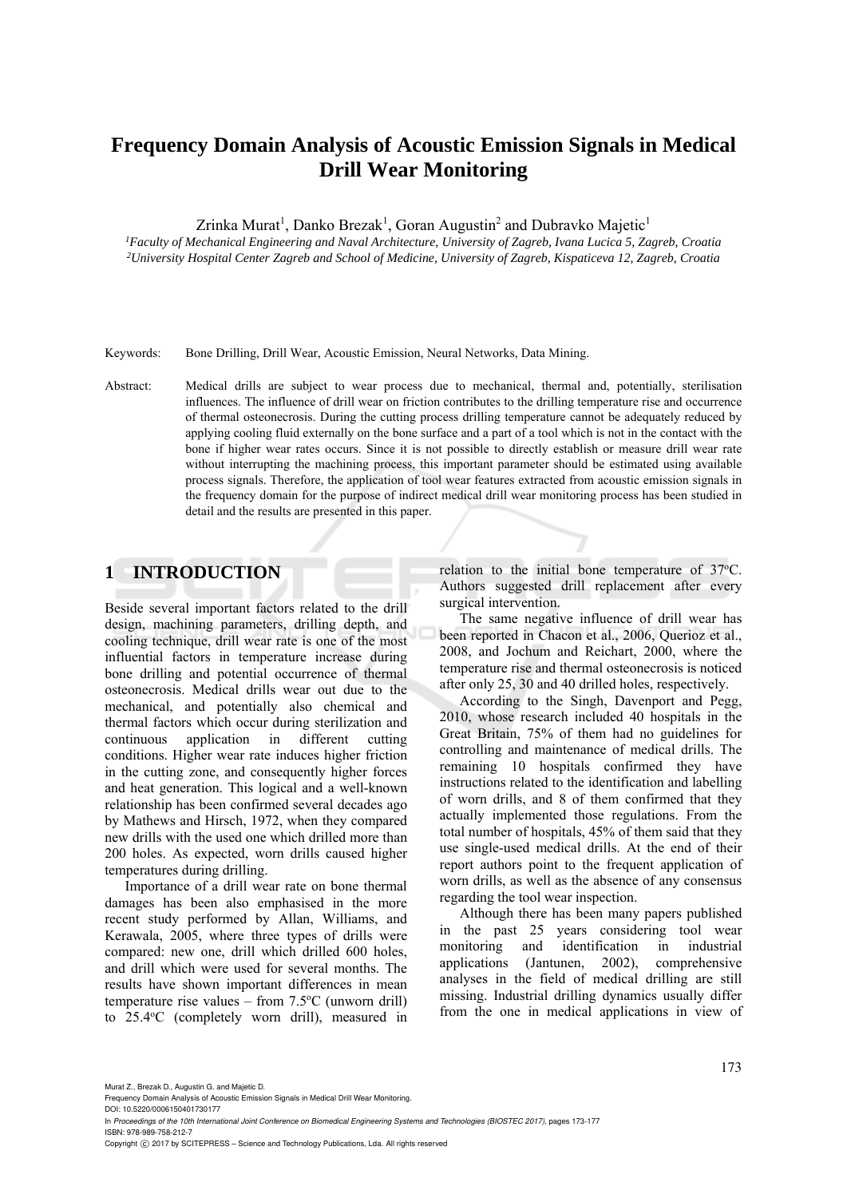# Frequency Domain Analysis of Acoustic Emission Signals in Medical Drill Wear Monitoring

Zrinka Murat[1], Danko Brezak[1], Goran Augustin[2] and Dubravko Majetic[1]

[1]*Faculty of Mechanical Engineering and Naval Architecture, University of Zagreb, Ivana Lucica 5, Zagreb, Croatia*
[2]*University Hospital Center Zagreb and School of Medicine, University of Zagreb, Kispaticeva 12, Zagreb, Croatia*

Keywords: Bone Drilling, Drill Wear, Acoustic Emission, Neural Networks, Data Mining.

Abstract: Medical drills are subject to wear process due to mechanical, thermal and, potentially, sterilisation influences. The influence of drill wear on friction contributes to the drilling temperature rise and occurrence of thermal osteonecrosis. During the cutting process drilling temperature cannot be adequately reduced by applying cooling fluid externally on the bone surface and a part of a tool which is not in the contact with the bone if higher wear rates occurs. Since it is not possible to directly establish or measure drill wear rate without interrupting the machining process, this important parameter should be estimated using available process signals. Therefore, the application of tool wear features extracted from acoustic emission signals in the frequency domain for the purpose of indirect medical drill wear monitoring process has been studied in detail and the results are presented in this paper.

## 1 INTRODUCTION

Beside several important factors related to the drill design, machining parameters, drilling depth, and cooling technique, drill wear rate is one of the most influential factors in temperature increase during bone drilling and potential occurrence of thermal osteonecrosis. Medical drills wear out due to the mechanical, and potentially also chemical and thermal factors which occur during sterilization and continuous application in different cutting conditions. Higher wear rate induces higher friction in the cutting zone, and consequently higher forces and heat generation. This logical and a well-known relationship has been confirmed several decades ago by Mathews and Hirsch, 1972, when they compared new drills with the used one which drilled more than 200 holes. As expected, worn drills caused higher temperatures during drilling.

Importance of a drill wear rate on bone thermal damages has been also emphasised in the more recent study performed by Allan, Williams, and Kerawala, 2005, where three types of drills were compared: new one, drill which drilled 600 holes, and drill which were used for several months. The results have shown important differences in mean temperature rise values – from 7.5$^{o}$C (unworn drill) to 25.4$^{o}$C (completely worn drill), measured in relation to the initial bone temperature of 37$^{o}$C. Authors suggested drill replacement after every surgical intervention.

The same negative influence of drill wear has been reported in Chacon et al., 2006, Querioz et al., 2008, and Jochum and Reichart, 2000, where the temperature rise and thermal osteonecrosis is noticed after only 25, 30 and 40 drilled holes, respectively.

According to the Singh, Davenport and Pegg, 2010, whose research included 40 hospitals in the Great Britain, 75% of them had no guidelines for controlling and maintenance of medical drills. The remaining 10 hospitals confirmed they have instructions related to the identification and labelling of worn drills, and 8 of them confirmed that they actually implemented those regulations. From the total number of hospitals, 45% of them said that they use single-used medical drills. At the end of their report authors point to the frequent application of worn drills, as well as the absence of any consensus regarding the tool wear inspection.

Although there has been many papers published in the past 25 years considering tool wear monitoring and identification in industrial applications (Jantunen, 2002), comprehensive analyses in the field of medical drilling are still missing. Industrial drilling dynamics usually differ from the one in medical applications in view of

Murat Z., Brezak D., Augustin G. and Majetic D.
Frequency Domain Analysis of Acoustic Emission Signals in Medical Drill Wear Monitoring.
DOI: 10.5220/0006150401730177
In *Proceedings of the 10th International Joint Conference on Biomedical Engineering Systems and Technologies (BIOSTEC 2017)*, pages 173-177
ISBN: 978-989-758-212-7
Copyright © 2017 by SCITEPRESS – Science and Technology Publications, Lda. All rights reserved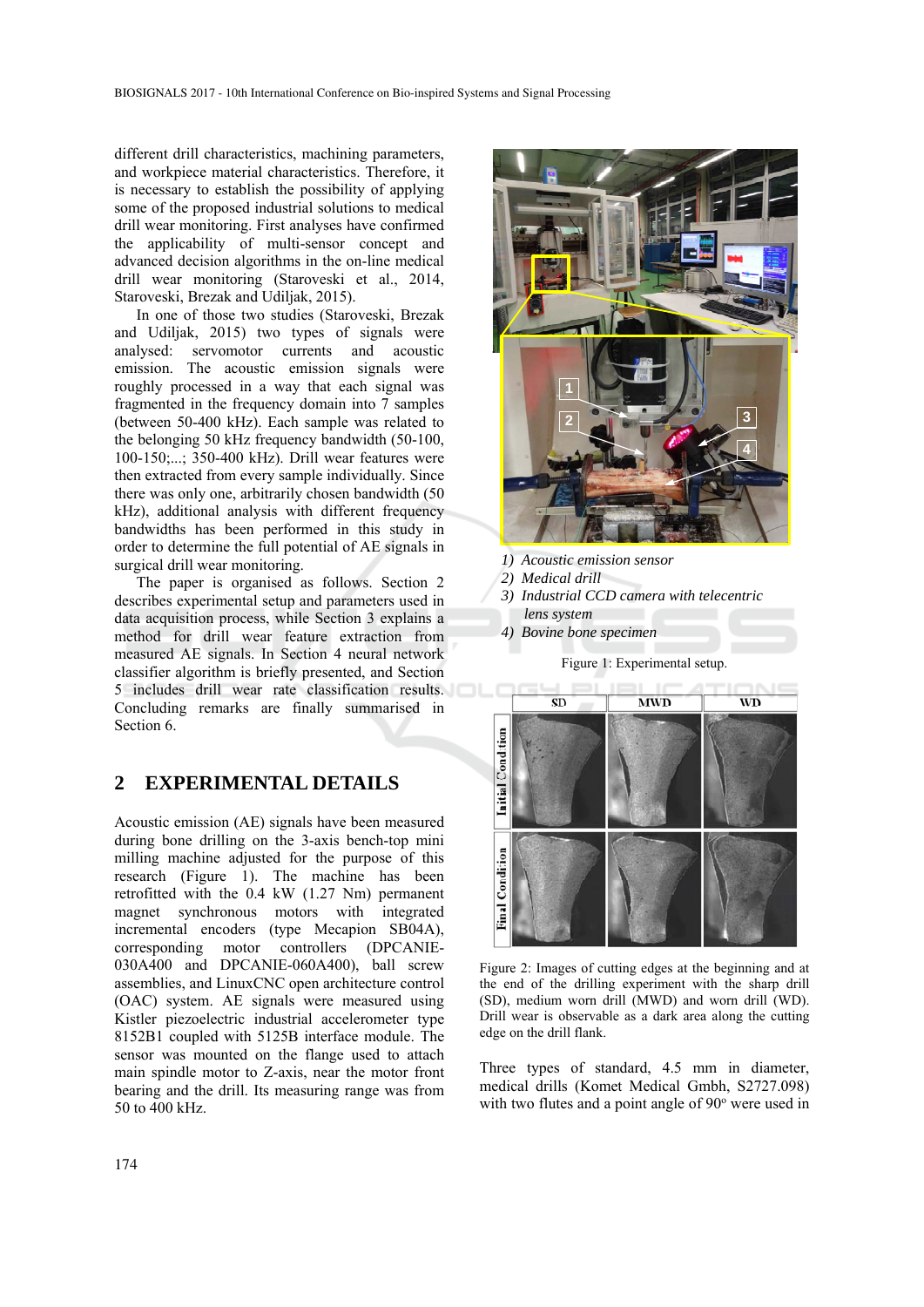different drill characteristics, machining parameters, and workpiece material characteristics. Therefore, it is necessary to establish the possibility of applying some of the proposed industrial solutions to medical drill wear monitoring. First analyses have confirmed the applicability of multi-sensor concept and advanced decision algorithms in the on-line medical drill wear monitoring (Staroveski et al., 2014, Staroveski, Brezak and Udiljak, 2015).

In one of those two studies (Staroveski, Brezak and Udiljak, 2015) two types of signals were analysed: servomotor currents and acoustic emission. The acoustic emission signals were roughly processed in a way that each signal was fragmented in the frequency domain into 7 samples (between 50-400 kHz). Each sample was related to the belonging 50 kHz frequency bandwidth (50-100, 100-150;...; 350-400 kHz). Drill wear features were then extracted from every sample individually. Since there was only one, arbitrarily chosen bandwidth (50 kHz), additional analysis with different frequency bandwidths has been performed in this study in order to determine the full potential of AE signals in surgical drill wear monitoring.

The paper is organised as follows. Section 2 describes experimental setup and parameters used in data acquisition process, while Section 3 explains a method for drill wear feature extraction from measured AE signals. In Section 4 neural network classifier algorithm is briefly presented, and Section 5 includes drill wear rate classification results. Concluding remarks are finally summarised in Section 6.

## 2 EXPERIMENTAL DETAILS

Acoustic emission (AE) signals have been measured during bone drilling on the 3-axis bench-top mini milling machine adjusted for the purpose of this research (Figure 1). The machine has been retrofitted with the 0.4 kW (1.27 Nm) permanent magnet synchronous motors with integrated incremental encoders (type Mecapion SB04A), corresponding motor controllers (DPCANIE-030A400 and DPCANIE-060A400), ball screw assemblies, and LinuxCNC open architecture control (OAC) system. AE signals were measured using Kistler piezoelectric industrial accelerometer type 8152B1 coupled with 5125B interface module. The sensor was mounted on the flange used to attach main spindle motor to Z-axis, near the motor front bearing and the drill. Its measuring range was from 50 to 400 kHz.

1) *Acoustic emission sensor*
2) *Medical drill*
3) *Industrial CCD camera with telecentric lens system*
4) *Bovine bone specimen*

Figure 1: Experimental setup.

Figure 2: Images of cutting edges at the beginning and at the end of the drilling experiment with the sharp drill (SD), medium worn drill (MWD) and worn drill (WD). Drill wear is observable as a dark area along the cutting edge on the drill flank.

Three types of standard, 4.5 mm in diameter, medical drills (Komet Medical Gmbh, S2727.098) with two flutes and a point angle of 90° were used in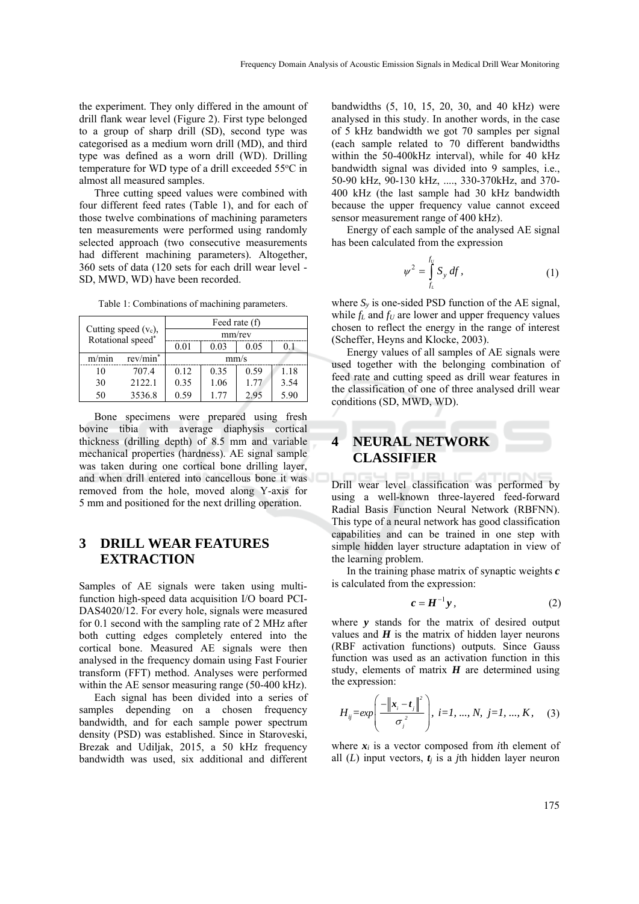the experiment. They only differed in the amount of drill flank wear level (Figure 2). First type belonged to a group of sharp drill (SD), second type was categorised as a medium worn drill (MD), and third type was defined as a worn drill (WD). Drilling temperature for WD type of a drill exceeded 55°C in almost all measured samples.

Three cutting speed values were combined with four different feed rates (Table 1), and for each of those twelve combinations of machining parameters ten measurements were performed using randomly selected approach (two consecutive measurements had different machining parameters). Altogether, 360 sets of data (120 sets for each drill wear level - SD, MWD, WD) have been recorded.

Table 1: Combinations of machining parameters.

| Cutting speed ($v_c$), Rotational speed* | | Feed rate (f) | | | |
|---|---|---|---|---|---|
| | | mm/rev | | | |
| | | 0.01 | 0.03 | 0.05 | 0.1 |
| m/min | rev/min* | mm/s | | | |
| 10 | 707.4 | 0.12 | 0.35 | 0.59 | 1.18 |
| 30 | 2122.1 | 0.35 | 1.06 | 1.77 | 3.54 |
| 50 | 3536.8 | 0.59 | 1.77 | 2.95 | 5.90 |

Bone specimens were prepared using fresh bovine tibia with average diaphysis cortical thickness (drilling depth) of 8.5 mm and variable mechanical properties (hardness). AE signal sample was taken during one cortical bone drilling layer, and when drill entered into cancellous bone it was removed from the hole, moved along Y-axis for 5 mm and positioned for the next drilling operation.

## 3 DRILL WEAR FEATURES EXTRACTION

Samples of AE signals were taken using multi-function high-speed data acquisition I/O board PCI-DAS4020/12. For every hole, signals were measured for 0.1 second with the sampling rate of 2 MHz after both cutting edges completely entered into the cortical bone. Measured AE signals were then analysed in the frequency domain using Fast Fourier transform (FFT) method. Analyses were performed within the AE sensor measuring range (50-400 kHz).

Each signal has been divided into a series of samples depending on a chosen frequency bandwidth, and for each sample power spectrum density (PSD) was established. Since in Staroveski, Brezak and Udiljak, 2015, a 50 kHz frequency bandwidth was used, six additional and different bandwidths (5, 10, 15, 20, 30, and 40 kHz) were analysed in this study. In another words, in the case of 5 kHz bandwidth we got 70 samples per signal (each sample related to 70 different bandwidths within the 50-400kHz interval), while for 40 kHz bandwidth signal was divided into 9 samples, i.e., 50-90 kHz, 90-130 kHz, ...., 330-370kHz, and 370-400 kHz (the last sample had 30 kHz bandwidth because the upper frequency value cannot exceed sensor measurement range of 400 kHz).

Energy of each sample of the analysed AE signal has been calculated from the expression

$$\psi^2 = \int_{f_L}^{f_U} S_y \, df, \tag{1}$$

where $S_y$ is one-sided PSD function of the AE signal, while $f_L$ and $f_U$ are lower and upper frequency values chosen to reflect the energy in the range of interest (Scheffer, Heyns and Klocke, 2003).

Energy values of all samples of AE signals were used together with the belonging combination of feed rate and cutting speed as drill wear features in the classification of one of three analysed drill wear conditions (SD, MWD, WD).

## 4 NEURAL NETWORK CLASSIFIER

Drill wear level classification was performed by using a well-known three-layered feed-forward Radial Basis Function Neural Network (RBFNN). This type of a neural network has good classification capabilities and can be trained in one step with simple hidden layer structure adaptation in view of the learning problem.

In the training phase matrix of synaptic weights $\boldsymbol{c}$ is calculated from the expression:

$$\boldsymbol{c} = \boldsymbol{H}^{-1}\boldsymbol{y}, \tag{2}$$

where $\boldsymbol{y}$ stands for the matrix of desired output values and $\boldsymbol{H}$ is the matrix of hidden layer neurons (RBF activation functions) outputs. Since Gauss function was used as an activation function in this study, elements of matrix $\boldsymbol{H}$ are determined using the expression:

$$H_{ij} = exp\left(\frac{-\left\|\boldsymbol{x}_i - \boldsymbol{t}_j\right\|^2}{\sigma_j^2}\right), \; i=1, ..., N, \; j=1, ..., K, \tag{3}$$

where $\boldsymbol{x}_i$ is a vector composed from $i$th element of all ($L$) input vectors, $\boldsymbol{t}_j$ is a $j$th hidden layer neuron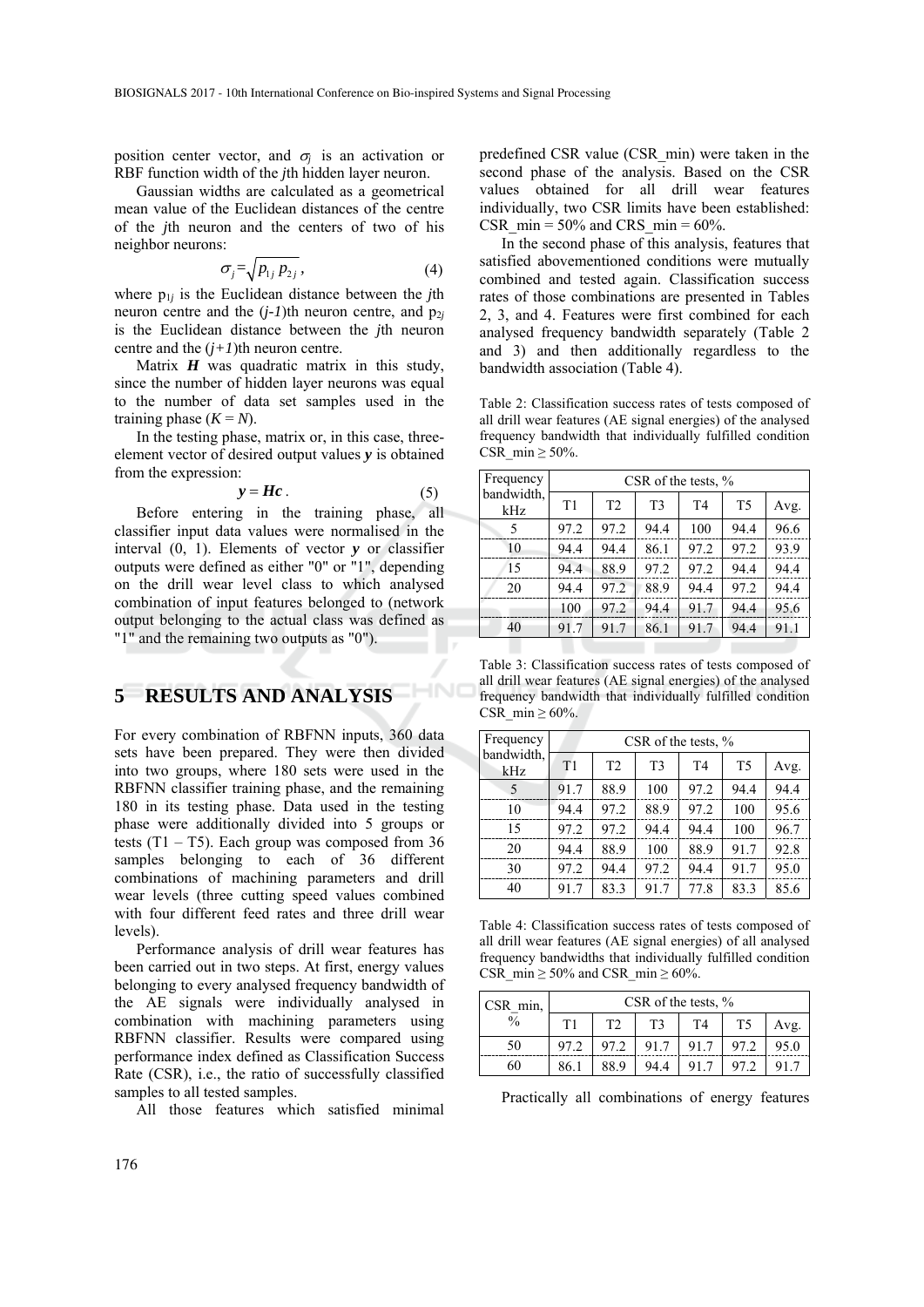position center vector, and $\sigma_j$ is an activation or RBF function width of the *j*th hidden layer neuron.

Gaussian widths are calculated as a geometrical mean value of the Euclidean distances of the centre of the *j*th neuron and the centers of two of his neighbor neurons:

$$\sigma_j = \sqrt{p_{1j}\, p_{2j}}\,, \tag{4}$$

where $p_{1j}$ is the Euclidean distance between the *j*th neuron centre and the $(j\text{-}1)$th neuron centre, and $p_{2j}$ is the Euclidean distance between the *j*th neuron centre and the $(j+1)$th neuron centre.

Matrix $\boldsymbol{H}$ was quadratic matrix in this study, since the number of hidden layer neurons was equal to the number of data set samples used in the training phase ($K = N$).

In the testing phase, matrix or, in this case, three-element vector of desired output values $\boldsymbol{y}$ is obtained from the expression:

$$\boldsymbol{y} = \boldsymbol{H}\boldsymbol{c}\,. \tag{5}$$

Before entering in the training phase, all classifier input data values were normalised in the interval (0, 1). Elements of vector $\boldsymbol{y}$ or classifier outputs were defined as either "0" or "1", depending on the drill wear level class to which analysed combination of input features belonged to (network output belonging to the actual class was defined as "1" and the remaining two outputs as "0").

## 5 RESULTS AND ANALYSIS

For every combination of RBFNN inputs, 360 data sets have been prepared. They were then divided into two groups, where 180 sets were used in the RBFNN classifier training phase, and the remaining 180 in its testing phase. Data used in the testing phase were additionally divided into 5 groups or tests (T1 – T5). Each group was composed from 36 samples belonging to each of 36 different combinations of machining parameters and drill wear levels (three cutting speed values combined with four different feed rates and three drill wear levels).

Performance analysis of drill wear features has been carried out in two steps. At first, energy values belonging to every analysed frequency bandwidth of the AE signals were individually analysed in combination with machining parameters using RBFNN classifier. Results were compared using performance index defined as Classification Success Rate (CSR), i.e., the ratio of successfully classified samples to all tested samples.

All those features which satisfied minimal predefined CSR value (CSR_min) were taken in the second phase of the analysis. Based on the CSR values obtained for all drill wear features individually, two CSR limits have been established: CSR_min = 50% and CRS_min = 60%.

In the second phase of this analysis, features that satisfied abovementioned conditions were mutually combined and tested again. Classification success rates of those combinations are presented in Tables 2, 3, and 4. Features were first combined for each analysed frequency bandwidth separately (Table 2 and 3) and then additionally regardless to the bandwidth association (Table 4).

Table 2: Classification success rates of tests composed of all drill wear features (AE signal energies) of the analysed frequency bandwidth that individually fulfilled condition CSR_min ≥ 50%.

| Frequency bandwidth, kHz | CSR of the tests, % | | | | | |
|---|---|---|---|---|---|---|
| | T1 | T2 | T3 | T4 | T5 | Avg. |
| 5 | 97.2 | 97.2 | 94.4 | 100 | 94.4 | 96.6 |
| 10 | 94.4 | 94.4 | 86.1 | 97.2 | 97.2 | 93.9 |
| 15 | 94.4 | 88.9 | 97.2 | 97.2 | 94.4 | 94.4 |
| 20 | 94.4 | 97.2 | 88.9 | 94.4 | 97.2 | 94.4 |
| | 100 | 97.2 | 94.4 | 91.7 | 94.4 | 95.6 |
| 40 | 91.7 | 91.7 | 86.1 | 91.7 | 94.4 | 91.1 |

Table 3: Classification success rates of tests composed of all drill wear features (AE signal energies) of the analysed frequency bandwidth that individually fulfilled condition CSR_min ≥ 60%.

| Frequency bandwidth, kHz | CSR of the tests, % | | | | | |
|---|---|---|---|---|---|---|
| | T1 | T2 | T3 | T4 | T5 | Avg. |
| 5 | 91.7 | 88.9 | 100 | 97.2 | 94.4 | 94.4 |
| 10 | 94.4 | 97.2 | 88.9 | 97.2 | 100 | 95.6 |
| 15 | 97.2 | 97.2 | 94.4 | 94.4 | 100 | 96.7 |
| 20 | 94.4 | 88.9 | 100 | 88.9 | 91.7 | 92.8 |
| 30 | 97.2 | 94.4 | 97.2 | 94.4 | 91.7 | 95.0 |
| 40 | 91.7 | 83.3 | 91.7 | 77.8 | 83.3 | 85.6 |

Table 4: Classification success rates of tests composed of all drill wear features (AE signal energies) of all analysed frequency bandwidths that individually fulfilled condition CSR_min ≥ 50% and CSR_min ≥ 60%.

| CSR_min, % | CSR of the tests, % | | | | | |
|---|---|---|---|---|---|---|
| | T1 | T2 | T3 | T4 | T5 | Avg. |
| 50 | 97.2 | 97.2 | 91.7 | 91.7 | 97.2 | 95.0 |
| 60 | 86.1 | 88.9 | 94.4 | 91.7 | 97.2 | 91.7 |

Practically all combinations of energy features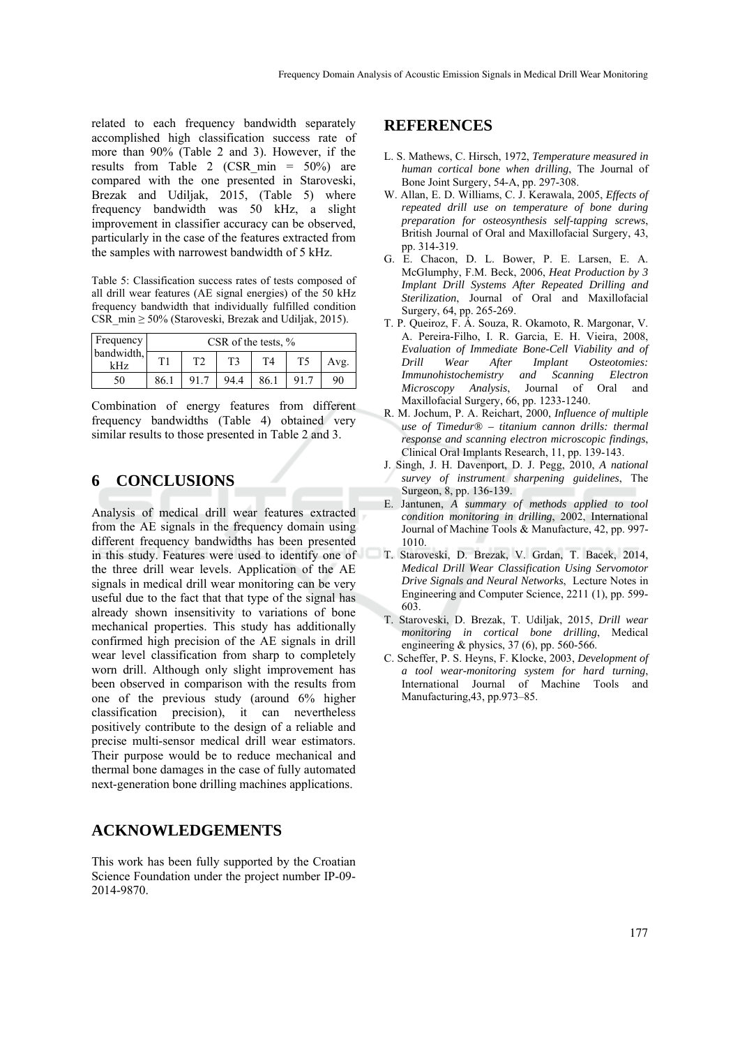related to each frequency bandwidth separately accomplished high classification success rate of more than 90% (Table 2 and 3). However, if the results from Table 2 (CSR_min = 50%) are compared with the one presented in Staroveski, Brezak and Udiljak, 2015, (Table 5) where frequency bandwidth was 50 kHz, a slight improvement in classifier accuracy can be observed, particularly in the case of the features extracted from the samples with narrowest bandwidth of 5 kHz.

Table 5: Classification success rates of tests composed of all drill wear features (AE signal energies) of the 50 kHz frequency bandwidth that individually fulfilled condition CSR_min ≥ 50% (Staroveski, Brezak and Udiljak, 2015).

| Frequency bandwidth, kHz | CSR of the tests, % | | | | | |
|---|---|---|---|---|---|---|
| | T1 | T2 | T3 | T4 | T5 | Avg. |
| 50 | 86.1 | 91.7 | 94.4 | 86.1 | 91.7 | 90 |

Combination of energy features from different frequency bandwidths (Table 4) obtained very similar results to those presented in Table 2 and 3.

## 6 CONCLUSIONS

Analysis of medical drill wear features extracted from the AE signals in the frequency domain using different frequency bandwidths has been presented in this study. Features were used to identify one of the three drill wear levels. Application of the AE signals in medical drill wear monitoring can be very useful due to the fact that that type of the signal has already shown insensitivity to variations of bone mechanical properties. This study has additionally confirmed high precision of the AE signals in drill wear level classification from sharp to completely worn drill. Although only slight improvement has been observed in comparison with the results from one of the previous study (around 6% higher classification precision), it can nevertheless positively contribute to the design of a reliable and precise multi-sensor medical drill wear estimators. Their purpose would be to reduce mechanical and thermal bone damages in the case of fully automated next-generation bone drilling machines applications.

## ACKNOWLEDGEMENTS

This work has been fully supported by the Croatian Science Foundation under the project number IP-09-2014-9870.

## REFERENCES

L. S. Mathews, C. Hirsch, 1972, *Temperature measured in human cortical bone when drilling*, The Journal of Bone Joint Surgery, 54-A, pp. 297-308.

W. Allan, E. D. Williams, C. J. Kerawala, 2005, *Effects of repeated drill use on temperature of bone during preparation for osteosynthesis self-tapping screws*, British Journal of Oral and Maxillofacial Surgery, 43, pp. 314-319.

G. E. Chacon, D. L. Bower, P. E. Larsen, E. A. McGlumphy, F.M. Beck, 2006, *Heat Production by 3 Implant Drill Systems After Repeated Drilling and Sterilization*, Journal of Oral and Maxillofacial Surgery, 64, pp. 265-269.

T. P. Queiroz, F. A. Souza, R. Okamoto, R. Margonar, V. A. Pereira-Filho, I. R. Garcia, E. H. Vieira, 2008, *Evaluation of Immediate Bone-Cell Viability and of Drill Wear After Implant Osteotomies: Immunohistochemistry and Scanning Electron Microscopy Analysis*, Journal of Oral and Maxillofacial Surgery, 66, pp. 1233-1240.

R. M. Jochum, P. A. Reichart, 2000, *Influence of multiple use of Timedur® – titanium cannon drills: thermal response and scanning electron microscopic findings*, Clinical Oral Implants Research, 11, pp. 139-143.

J. Singh, J. H. Davenport, D. J. Pegg, 2010, *A national survey of instrument sharpening guidelines*, The Surgeon, 8, pp. 136-139.

E. Jantunen, *A summary of methods applied to tool condition monitoring in drilling*, 2002, International Journal of Machine Tools & Manufacture, 42, pp. 997-1010.

T. Staroveski, D. Brezak, V. Grdan, T. Bacek, 2014, *Medical Drill Wear Classification Using Servomotor Drive Signals and Neural Networks*, Lecture Notes in Engineering and Computer Science, 2211 (1), pp. 599-603.

T. Staroveski, D. Brezak, T. Udiljak, 2015, *Drill wear monitoring in cortical bone drilling*, Medical engineering & physics, 37 (6), pp. 560-566.

C. Scheffer, P. S. Heyns, F. Klocke, 2003, *Development of a tool wear-monitoring system for hard turning*, International Journal of Machine Tools and Manufacturing,43, pp.973–85.